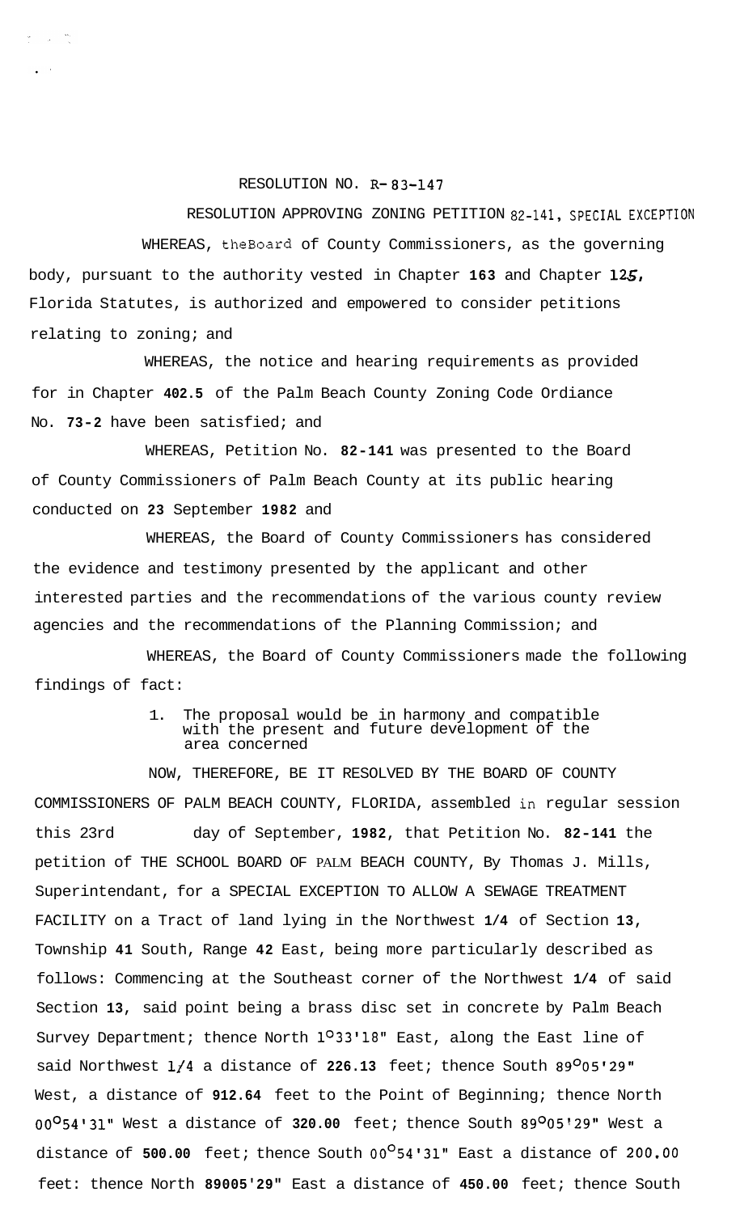RESOLUTION NO. R-83-147

RESOLUTION APPROVING ZONING PETITION 82-141, SPECIAL EXCEPTION

WHEREAS, theBoard of County Commissioners, as the governing body, pursuant to the authority vested in Chapter **163** and Chapter **125**, Florida Statutes, is authorized and empowered to consider petitions relating to zoning; and

WHEREAS, the notice and hearing requirements as provided for in Chapter **402.5** of the Palm Beach County Zoning Code Ordiance No. **73-2** have been satisfied; and

WHEREAS, Petition No. **82-141** was presented to the Board of County Commissioners of Palm Beach County at its public hearing conducted on **23** September **1982** and

WHEREAS, the Board of County Commissioners has considered the evidence and testimony presented by the applicant and other interested parties and the recommendations of the various county review agencies and the recommendations of the Planning Commission; and

WHEREAS, the Board of County Commissioners made the following findings of fact:

1. The proposal would be in harmony and compatible with the present and future development of the area concerned

NOW, THEREFORE, BE IT RESOLVED BY THE BOARD OF COUNTY COMMISSIONERS OF PALM BEACH COUNTY, FLORIDA, assembled in regular session this 23rd day of September, **1982**, that Petition No. **82-141** the petition of THE SCHOOL BOARD OF PALM BEACH COUNTY, By Thomas J. Mills, Superintendant, for a SPECIAL EXCEPTION TO ALLOW A SEWAGE TREATMENT FACILITY on a Tract of land lying in the Northwest **1/4** of Section **13**, Township **41** South, Range **42** East, being more particularly described as follows: Commencing at the Southeast corner of the Northwest **1/4** of said Section **13**, said point being a brass disc set in concrete by Palm Beach Survey Department; thence North 1°33'18" East, along the East line of said Northwest 1/4 a distance of **226.13** feet; thence South 89°05'29" West, a distance of **912.64** feet to the Point of Beginning; thence North 00°54'31" West a distance of **320.00** feet; thence South 89°05'29" West a distance of **500.00** feet; thence South 00°54'31" East a distance of 200.00 feet: thence North **89005'29"** East a distance of **450.00** feet; thence South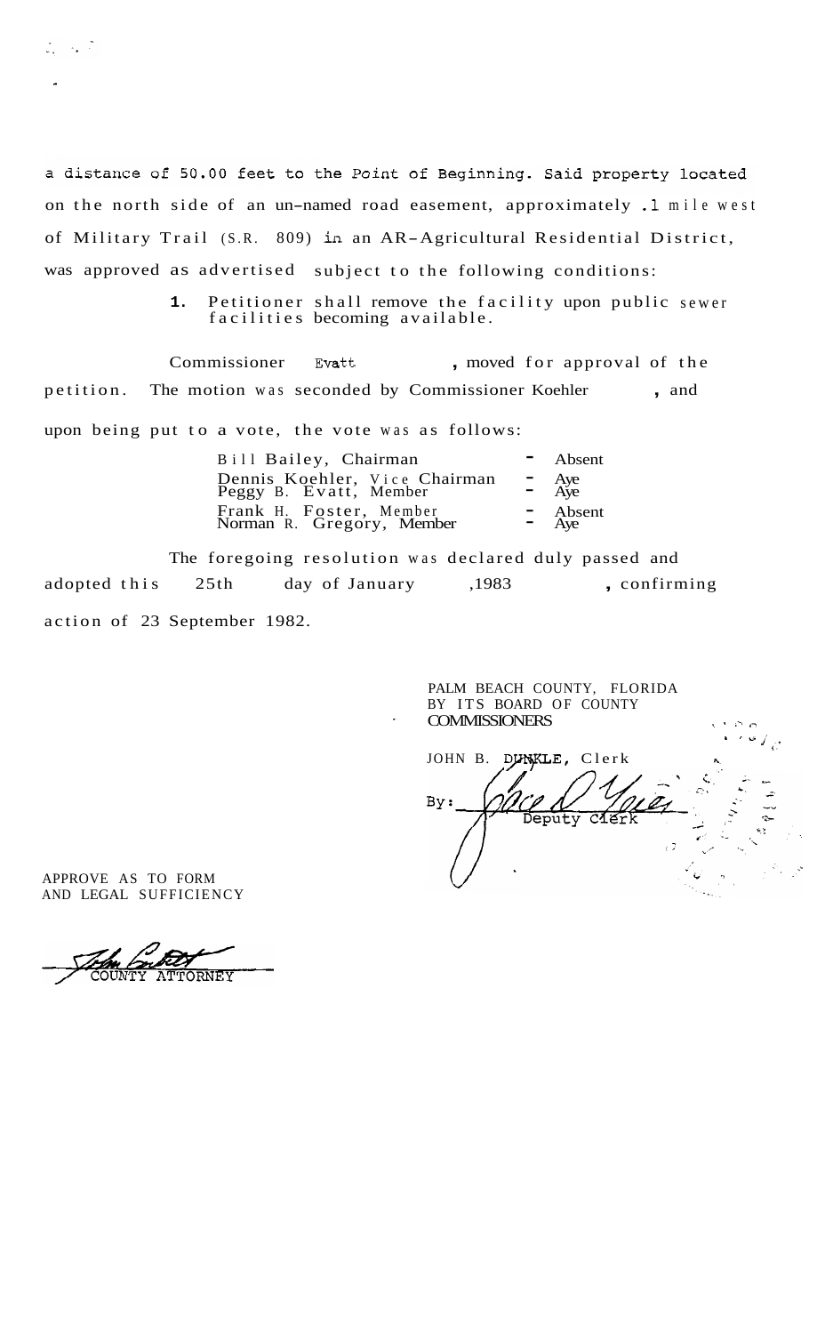a distance of 50.00 feet to the Point of Beginning. Said property located on the north side of an un-named road easement, approximately .1 mile west of Military Trail (S.R. 809) in an AR-Agricultural Residential District, was approved as advertised subject to the following conditions:

1. Petitioner shall remove the facility upon public sewer facilities becoming available.

Commissioner Evatt, moved for approval of the petition. The motion was seconded by Commissioner Koehler, and upon being put to a vote, the vote was as follows:

| | | |
|---|---|---|
| Bill Bailey, Chairman | - | Absent |
| Dennis Koehler, Vice Chairman | - | Aye |
| Peggy B. Evatt, Member | - | Aye |
| Frank H. Foster, Member | - | Absent |
| Norman R. Gregory, Member | - | Aye |

The foregoing resolution was declared duly passed and adopted this 25th day of January, 1983, confirming action of 23 September 1982.

PALM BEACH COUNTY, FLORIDA
BY ITS BOARD OF COUNTY
COMMISSIONERS

JOHN B. DUNKLE, Clerk

By: ______________________
Deputy Clerk

APPROVE AS TO FORM
AND LEGAL SUFFICIENCY

______________________
COUNTY ATTORNEY